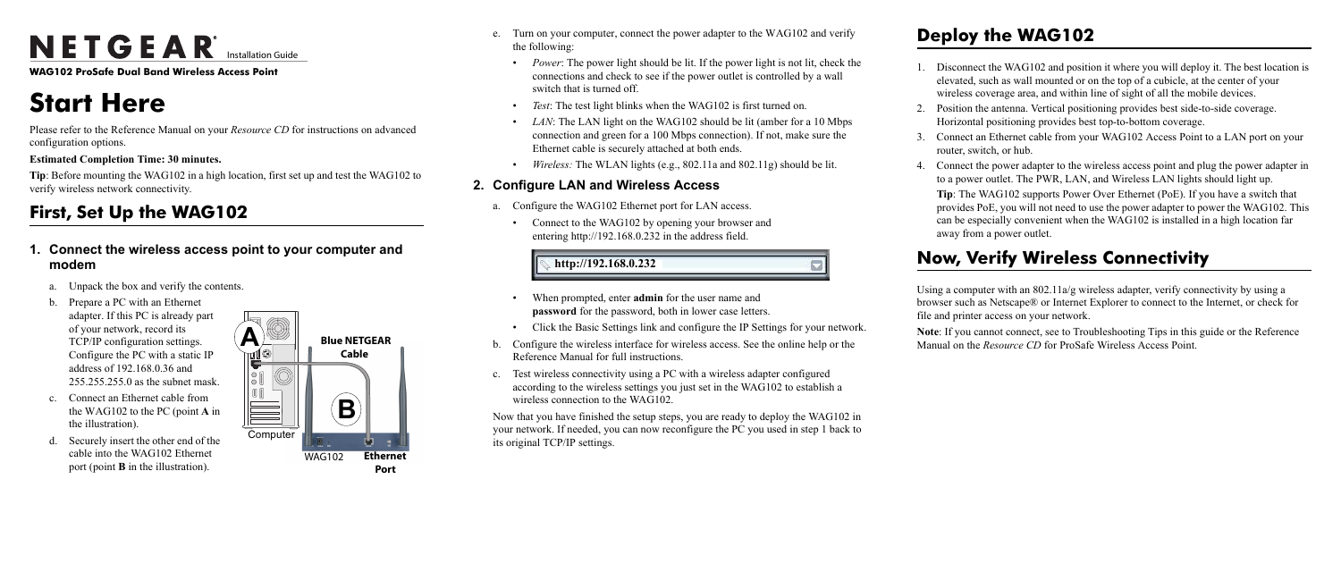NETGEAR Installation Guide

**WAG102 ProSafe Dual Band Wireless Access Point**

# Start Here

Please refer to the Reference Manual on your *Resource CD* for instructions on advanced configuration options.

**Estimated Completion Time: 30 minutes.**

**Tip**: Before mounting the WAG102 in a high location, first set up and test the WAG102 to verify wireless network connectivity.

## First, Set Up the WAG102

### 1. Connect the wireless access point to your computer and modem

a. Unpack the box and verify the contents.

b. Prepare a PC with an Ethernet adapter. If this PC is already part of your network, record its TCP/IP configuration settings. Configure the PC with a static IP address of 192.168.0.36 and 255.255.255.0 as the subnet mask.

c. Connect an Ethernet cable from the WAG102 to the PC (point **A** in the illustration).

d. Securely insert the other end of the cable into the WAG102 Ethernet port (point **B** in the illustration).

e. Turn on your computer, connect the power adapter to the WAG102 and verify the following:

- *Power*: The power light should be lit. If the power light is not lit, check the connections and check to see if the power outlet is controlled by a wall switch that is turned off.
- *Test*: The test light blinks when the WAG102 is first turned on.
- *LAN*: The LAN light on the WAG102 should be lit (amber for a 10 Mbps connection and green for a 100 Mbps connection). If not, make sure the Ethernet cable is securely attached at both ends.
- *Wireless:* The WLAN lights (e.g., 802.11a and 802.11g) should be lit.

### 2. Configure LAN and Wireless Access

a. Configure the WAG102 Ethernet port for LAN access.

- Connect to the WAG102 by opening your browser and entering http://192.168.0.232 in the address field.

**http://192.168.0.232**

- When prompted, enter **admin** for the user name and **password** for the password, both in lower case letters.
- Click the Basic Settings link and configure the IP Settings for your network.

b. Configure the wireless interface for wireless access. See the online help or the Reference Manual for full instructions.

c. Test wireless connectivity using a PC with a wireless adapter configured according to the wireless settings you just set in the WAG102 to establish a wireless connection to the WAG102.

Now that you have finished the setup steps, you are ready to deploy the WAG102 in your network. If needed, you can now reconfigure the PC you used in step 1 back to its original TCP/IP settings.

## Deploy the WAG102

1. Disconnect the WAG102 and position it where you will deploy it. The best location is elevated, such as wall mounted or on the top of a cubicle, at the center of your wireless coverage area, and within line of sight of all the mobile devices.
2. Position the antenna. Vertical positioning provides best side-to-side coverage. Horizontal positioning provides best top-to-bottom coverage.
3. Connect an Ethernet cable from your WAG102 Access Point to a LAN port on your router, switch, or hub.
4. Connect the power adapter to the wireless access point and plug the power adapter in to a power outlet. The PWR, LAN, and Wireless LAN lights should light up.

   **Tip**: The WAG102 supports Power Over Ethernet (PoE). If you have a switch that provides PoE, you will not need to use the power adapter to power the WAG102. This can be especially convenient when the WAG102 is installed in a high location far away from a power outlet.

## Now, Verify Wireless Connectivity

Using a computer with an 802.11a/g wireless adapter, verify connectivity by using a browser such as Netscape® or Internet Explorer to connect to the Internet, or check for file and printer access on your network.

**Note**: If you cannot connect, see to Troubleshooting Tips in this guide or the Reference Manual on the *Resource CD* for ProSafe Wireless Access Point.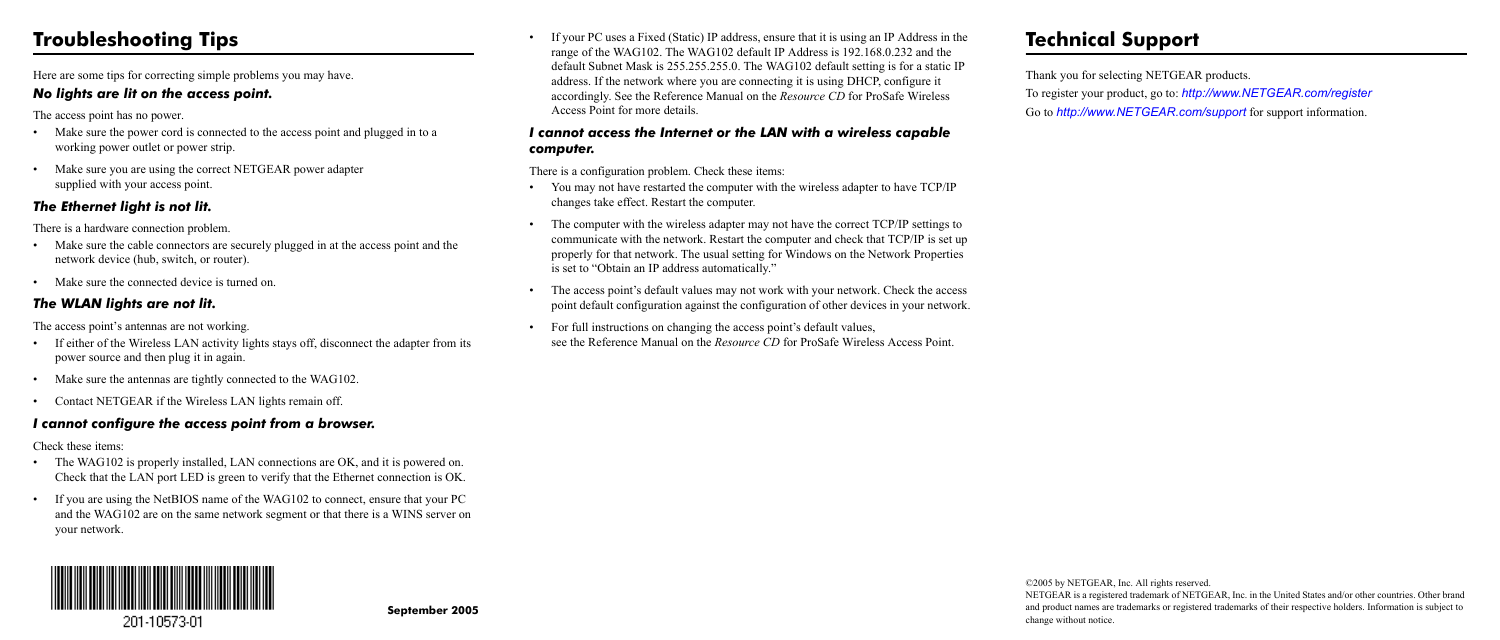## Troubleshooting Tips

Here are some tips for correcting simple problems you may have.

### *No lights are lit on the access point.*

The access point has no power.

- Make sure the power cord is connected to the access point and plugged in to a working power outlet or power strip.
- Make sure you are using the correct NETGEAR power adapter supplied with your access point.

### *The Ethernet light is not lit.*

There is a hardware connection problem.

- Make sure the cable connectors are securely plugged in at the access point and the network device (hub, switch, or router).
- Make sure the connected device is turned on.

### *The WLAN lights are not lit.*

The access point's antennas are not working.

- If either of the Wireless LAN activity lights stays off, disconnect the adapter from its power source and then plug it in again.
- Make sure the antennas are tightly connected to the WAG102.
- Contact NETGEAR if the Wireless LAN lights remain off.

### *I cannot configure the access point from a browser.*

Check these items:

- The WAG102 is properly installed, LAN connections are OK, and it is powered on. Check that the LAN port LED is green to verify that the Ethernet connection is OK.
- If you are using the NetBIOS name of the WAG102 to connect, ensure that your PC and the WAG102 are on the same network segment or that there is a WINS server on your network.
- If your PC uses a Fixed (Static) IP address, ensure that it is using an IP Address in the range of the WAG102. The WAG102 default IP Address is 192.168.0.232 and the default Subnet Mask is 255.255.255.0. The WAG102 default setting is for a static IP address. If the network where you are connecting it is using DHCP, configure it accordingly. See the Reference Manual on the *Resource CD* for ProSafe Wireless Access Point for more details.

### *I cannot access the Internet or the LAN with a wireless capable computer.*

There is a configuration problem. Check these items:

- You may not have restarted the computer with the wireless adapter to have TCP/IP changes take effect. Restart the computer.
- The computer with the wireless adapter may not have the correct TCP/IP settings to communicate with the network. Restart the computer and check that TCP/IP is set up properly for that network. The usual setting for Windows on the Network Properties is set to "Obtain an IP address automatically."
- The access point's default values may not work with your network. Check the access point default configuration against the configuration of other devices in your network.
- For full instructions on changing the access point's default values, see the Reference Manual on the *Resource CD* for ProSafe Wireless Access Point.

201-10573-01

**September 2005**

## Technical Support

Thank you for selecting NETGEAR products.

To register your product, go to: *http://www.NETGEAR.com/register*

Go to *http://www.NETGEAR.com/support* for support information.

©2005 by NETGEAR, Inc. All rights reserved.
NETGEAR is a registered trademark of NETGEAR, Inc. in the United States and/or other countries. Other brand and product names are trademarks or registered trademarks of their respective holders. Information is subject to change without notice.